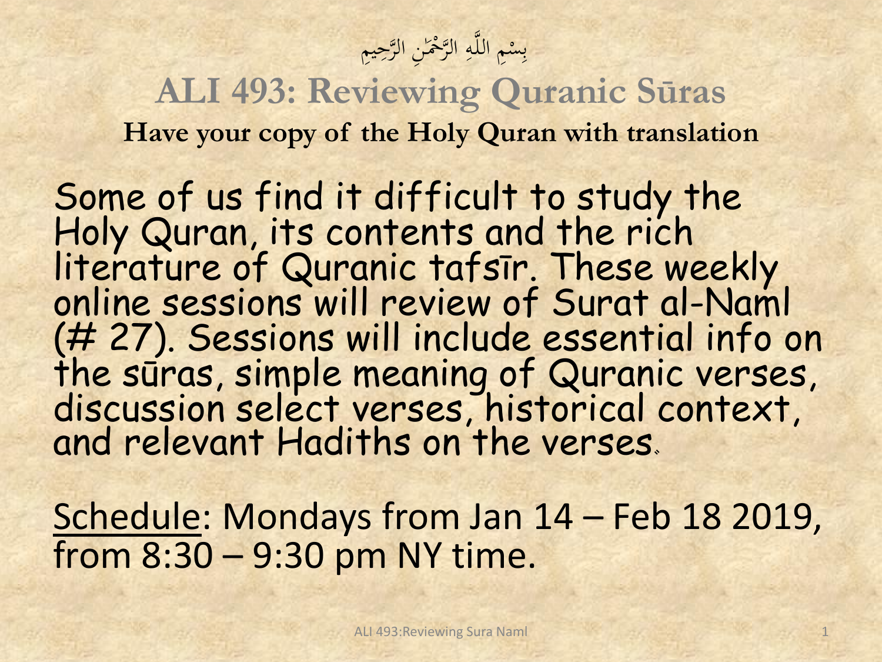بِسْمِ اللَّهِ الرَّحْمَٰنِ الرَّحِيمِ

# ALI 493: Reviewing Quranic Sūras

**Have your copy of the Holy Quran with translation**

Some of us find it difficult to study the Holy Quran, its contents and the rich literature of Quranic tafsīr. These weekly online sessions will review of Surat al-Naml (# 27). Sessions will include essential info on the sūras, simple meaning of Quranic verses, discussion select verses, historical context, and relevant Hadiths on the verses.

Schedule: Mondays from Jan 14 – Feb 18 2019, from 8:30 – 9:30 pm NY time.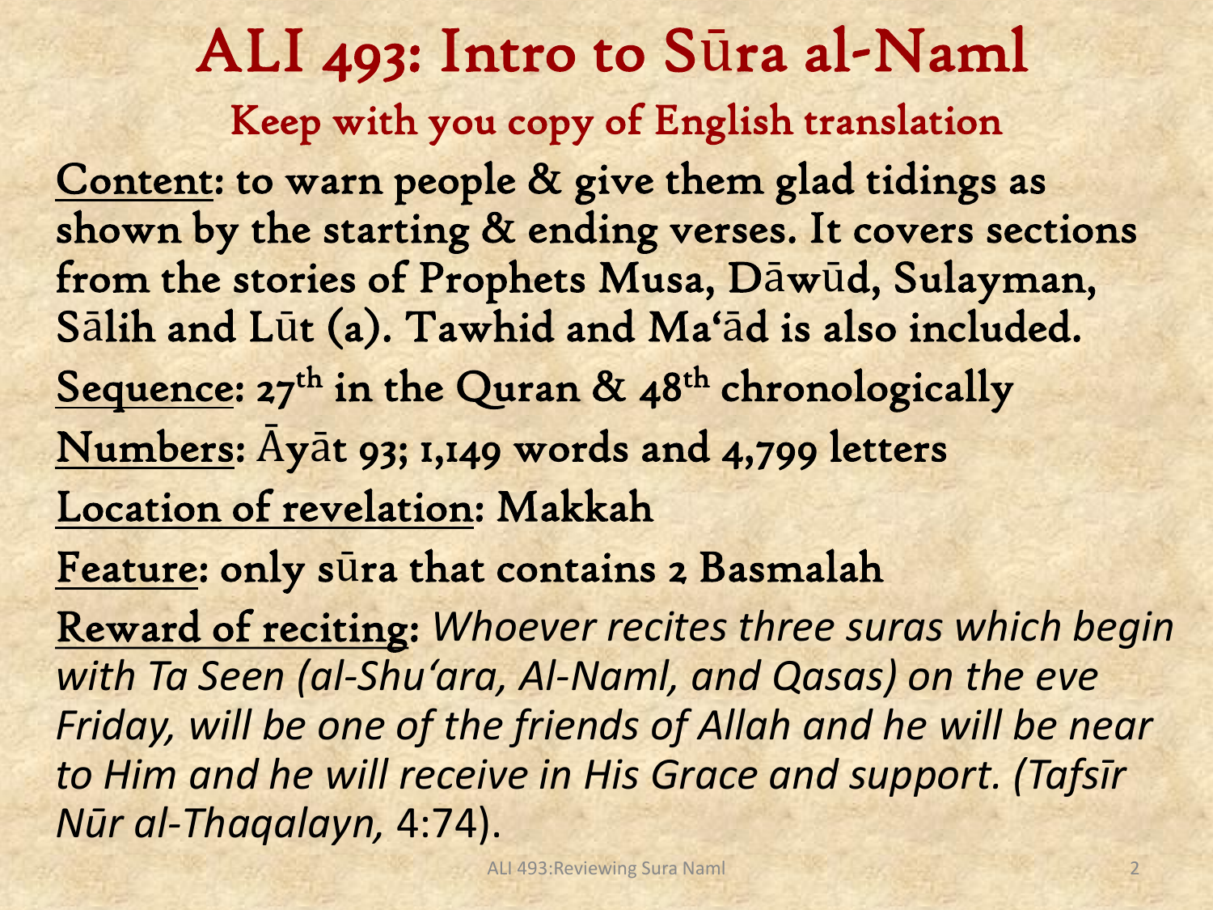# ALI 493: Intro to Sūra al-Naml

## Keep with you copy of English translation

__Content__: to warn people & give them glad tidings as shown by the starting & ending verses. It covers sections from the stories of Prophets Musa, Dāwūd, Sulayman, Sālih and Lūt (a). Tawhid and Ma‘ād is also included.

__Sequence__: 27th in the Quran & 48th chronologically

__Numbers__: Āyāt 93; 1,149 words and 4,799 letters

__Location of revelation__: Makkah

__Feature__: only sūra that contains 2 Basmalah

__Reward of reciting__: *Whoever recites three suras which begin with Ta Seen (al-Shu‘ara, Al-Naml, and Qasas) on the eve Friday, will be one of the friends of Allah and he will be near to Him and he will receive in His Grace and support. (Tafsīr Nūr al-Thaqalayn,* 4:74).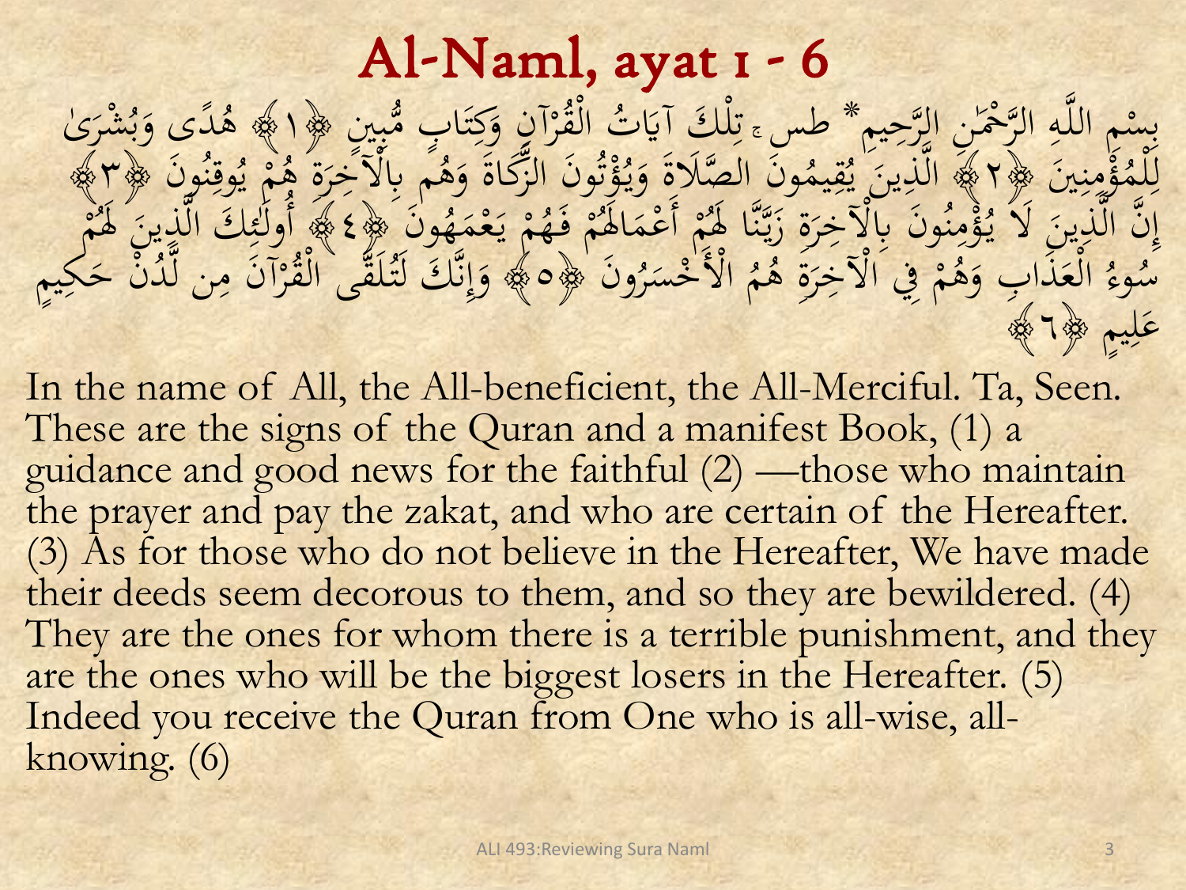# Al-Naml, ayat 1 - 6

بِسْمِ اللَّهِ الرَّحْمَٰنِ الرَّحِيمِ* طس ۚ تِلْكَ آيَاتُ الْقُرْآنِ وَكِتَابٍ مُّبِينٍ ﴿١﴾ هُدًى وَبُشْرَىٰ لِلْمُؤْمِنِينَ ﴿٢﴾ الَّذِينَ يُقِيمُونَ الصَّلَاةَ وَيُؤْتُونَ الزَّكَاةَ وَهُم بِالْآخِرَةِ هُمْ يُوقِنُونَ ﴿٣﴾ إِنَّ الَّذِينَ لَا يُؤْمِنُونَ بِالْآخِرَةِ زَيَّنَّا لَهُمْ أَعْمَالَهُمْ فَهُمْ يَعْمَهُونَ ﴿٤﴾ أُولَٰئِكَ الَّذِينَ لَهُمْ سُوءُ الْعَذَابِ وَهُمْ فِي الْآخِرَةِ هُمُ الْأَخْسَرُونَ ﴿٥﴾ وَإِنَّكَ لَتُلَقَّى الْقُرْآنَ مِن لَّدُنْ حَكِيمٍ عَلِيمٍ ﴿٦﴾

In the name of All, the All-beneficient, the All-Merciful. Ta, Seen. These are the signs of the Quran and a manifest Book, (1) a guidance and good news for the faithful (2) —those who maintain the prayer and pay the zakat, and who are certain of the Hereafter. (3) As for those who do not believe in the Hereafter, We have made their deeds seem decorous to them, and so they are bewildered. (4) They are the ones for whom there is a terrible punishment, and they are the ones who will be the biggest losers in the Hereafter. (5) Indeed you receive the Quran from One who is all-wise, all-knowing. (6)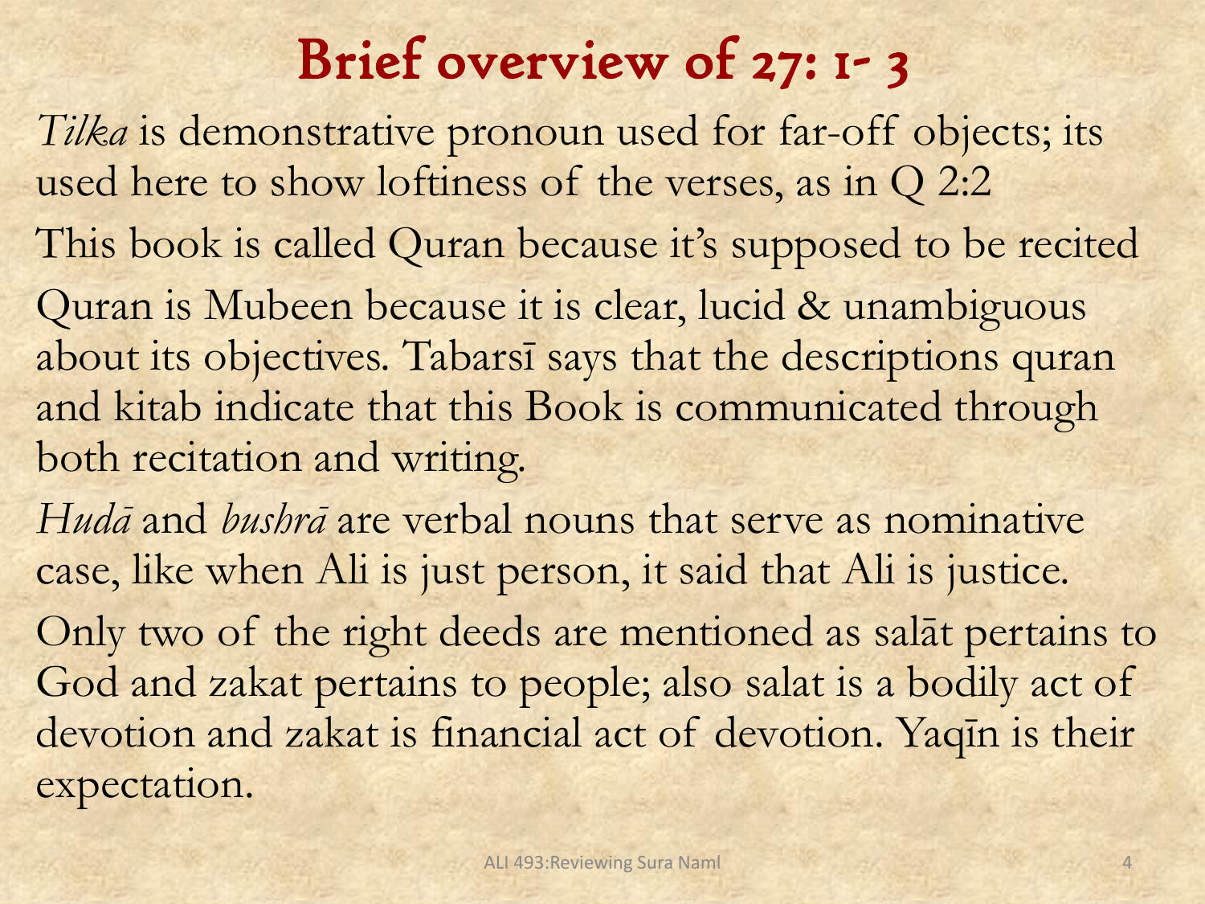# Brief overview of 27: 1- 3

*Tilka* is demonstrative pronoun used for far-off objects; its used here to show loftiness of the verses, as in Q 2:2

This book is called Quran because it's supposed to be recited

Quran is Mubeen because it is clear, lucid & unambiguous about its objectives. Tabarsī says that the descriptions quran and kitab indicate that this Book is communicated through both recitation and writing.

*Hudā* and *bushrā* are verbal nouns that serve as nominative case, like when Ali is just person, it said that Ali is justice.

Only two of the right deeds are mentioned as salāt pertains to God and zakat pertains to people; also salat is a bodily act of devotion and zakat is financial act of devotion. Yaqīn is their expectation.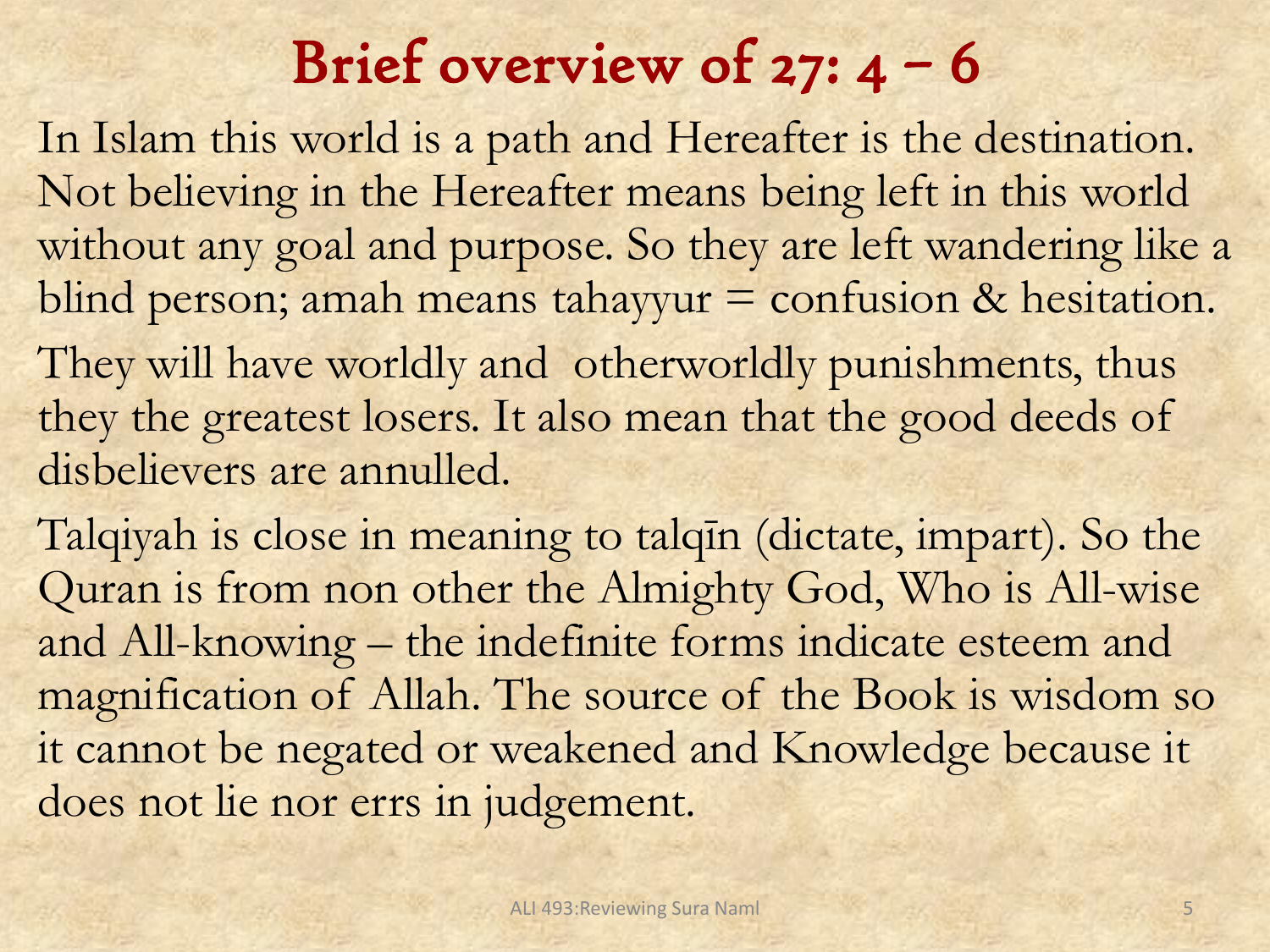# Brief overview of 27: 4 – 6

In Islam this world is a path and Hereafter is the destination. Not believing in the Hereafter means being left in this world without any goal and purpose. So they are left wandering like a blind person; amah means tahayyur = confusion & hesitation.

They will have worldly and otherworldly punishments, thus they the greatest losers. It also mean that the good deeds of disbelievers are annulled.

Talqiyah is close in meaning to talqīn (dictate, impart). So the Quran is from non other the Almighty God, Who is All-wise and All-knowing – the indefinite forms indicate esteem and magnification of Allah. The source of the Book is wisdom so it cannot be negated or weakened and Knowledge because it does not lie nor errs in judgement.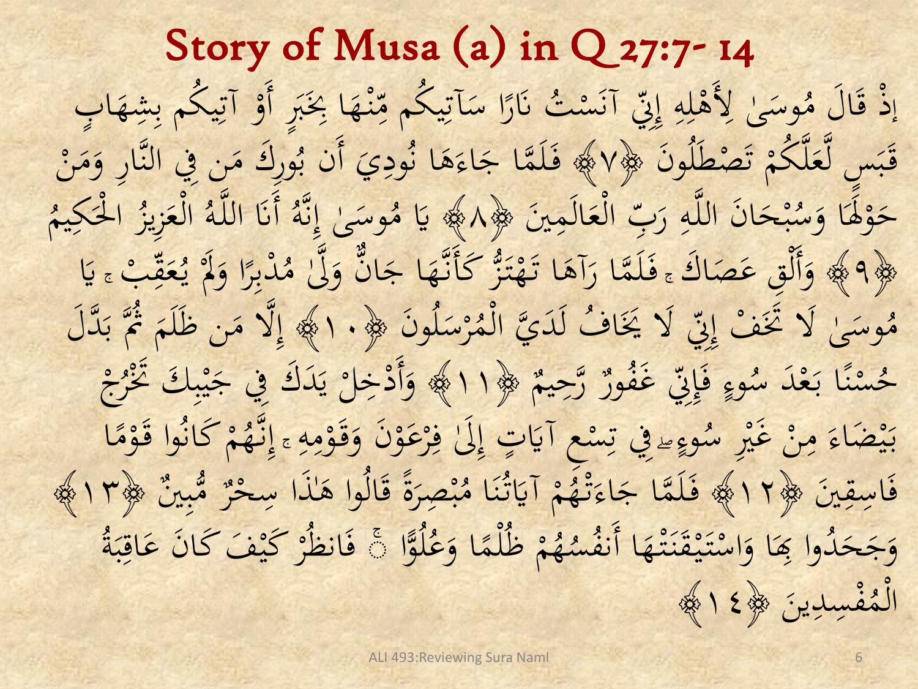# Story of Musa (a) in Q 27:7- 14

إِذْ قَالَ مُوسَىٰ لِأَهْلِهِ إِنِّي آنَسْتُ نَارًا سَآتِيكُم مِّنْهَا بِخَبَرٍ أَوْ آتِيكُم بِشِهَابٍ قَبَسٍ لَّعَلَّكُمْ تَصْطَلُونَ ﴿٧﴾ فَلَمَّا جَاءَهَا نُودِيَ أَن بُورِكَ مَن فِي النَّارِ وَمَنْ حَوْلَهَا وَسُبْحَانَ اللَّهِ رَبِّ الْعَالَمِينَ ﴿٨﴾ يَا مُوسَىٰ إِنَّهُ أَنَا اللَّهُ الْعَزِيزُ الْحَكِيمُ ﴿٩﴾ وَأَلْقِ عَصَاكَ ۚ فَلَمَّا رَآهَا تَهْتَزُّ كَأَنَّهَا جَانٌّ وَلَّىٰ مُدْبِرًا وَلَمْ يُعَقِّبْ ۚ يَا مُوسَىٰ لَا تَخَفْ إِنِّي لَا يَخَافُ لَدَيَّ الْمُرْسَلُونَ ﴿١٠﴾ إِلَّا مَن ظَلَمَ ثُمَّ بَدَّلَ حُسْنًا بَعْدَ سُوءٍ فَإِنِّي غَفُورٌ رَّحِيمٌ ﴿١١﴾ وَأَدْخِلْ يَدَكَ فِي جَيْبِكَ تَخْرُجْ بَيْضَاءَ مِنْ غَيْرِ سُوءٍ ۖ فِي تِسْعِ آيَاتٍ إِلَىٰ فِرْعَوْنَ وَقَوْمِهِ ۚ إِنَّهُمْ كَانُوا قَوْمًا فَاسِقِينَ ﴿١٢﴾ فَلَمَّا جَاءَتْهُمْ آيَاتُنَا مُبْصِرَةً قَالُوا هَٰذَا سِحْرٌ مُّبِينٌ ﴿١٣﴾ وَجَحَدُوا بِهَا وَاسْتَيْقَنَتْهَا أَنفُسُهُمْ ظُلْمًا وَعُلُوًّا ۚ فَانظُرْ كَيْفَ كَانَ عَاقِبَةُ الْمُفْسِدِينَ ﴿١٤﴾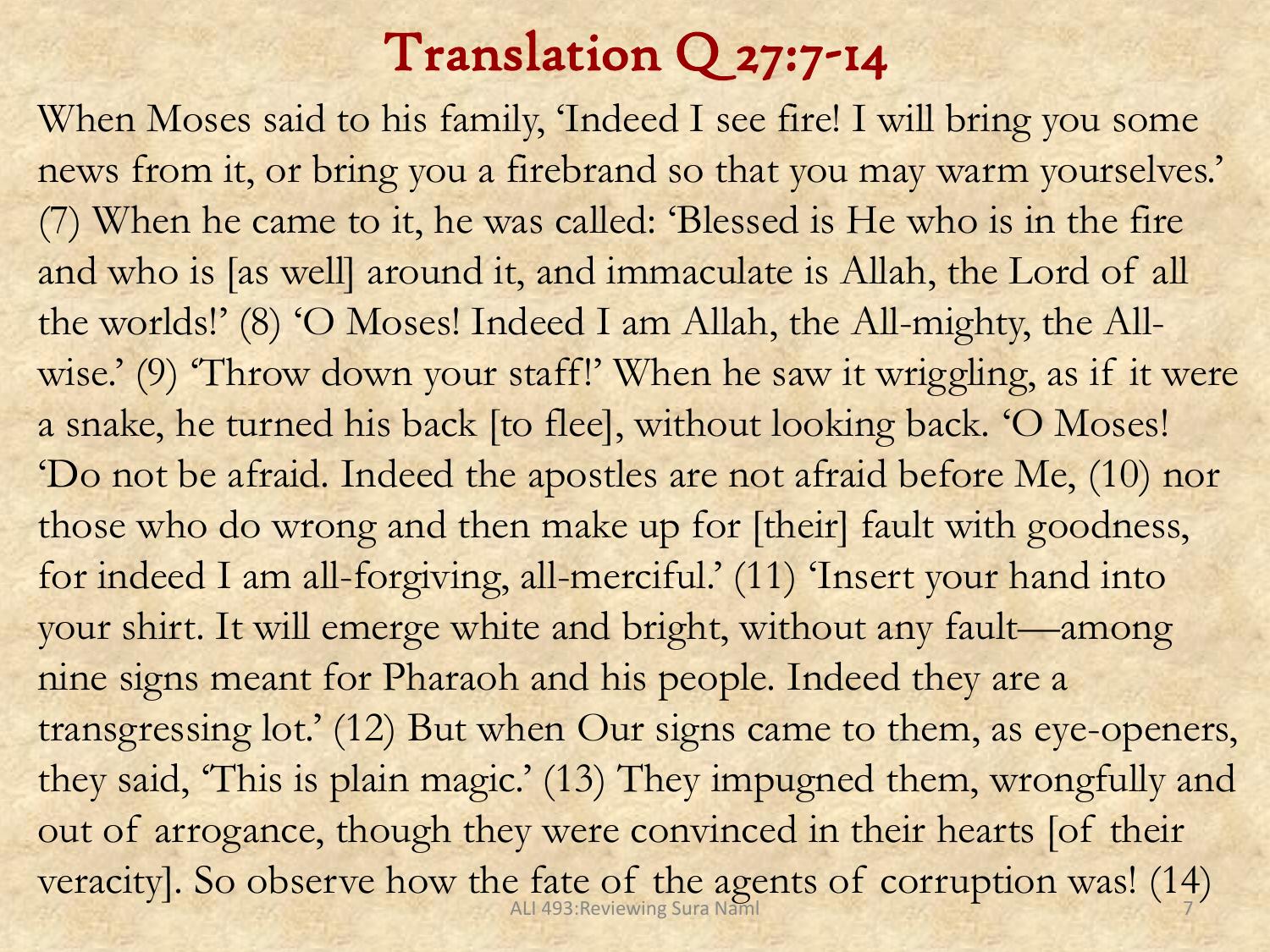# Translation Q 27:7-14

When Moses said to his family, 'Indeed I see fire! I will bring you some news from it, or bring you a firebrand so that you may warm yourselves.' (7) When he came to it, he was called: 'Blessed is He who is in the fire and who is [as well] around it, and immaculate is Allah, the Lord of all the worlds!' (8) 'O Moses! Indeed I am Allah, the All-mighty, the All-wise.' (9) 'Throw down your staff!' When he saw it wriggling, as if it were a snake, he turned his back [to flee], without looking back. 'O Moses! 'Do not be afraid. Indeed the apostles are not afraid before Me, (10) nor those who do wrong and then make up for [their] fault with goodness, for indeed I am all-forgiving, all-merciful.' (11) 'Insert your hand into your shirt. It will emerge white and bright, without any fault—among nine signs meant for Pharaoh and his people. Indeed they are a transgressing lot.' (12) But when Our signs came to them, as eye-openers, they said, 'This is plain magic.' (13) They impugned them, wrongfully and out of arrogance, though they were convinced in their hearts [of their veracity]. So observe how the fate of the agents of corruption was! (14)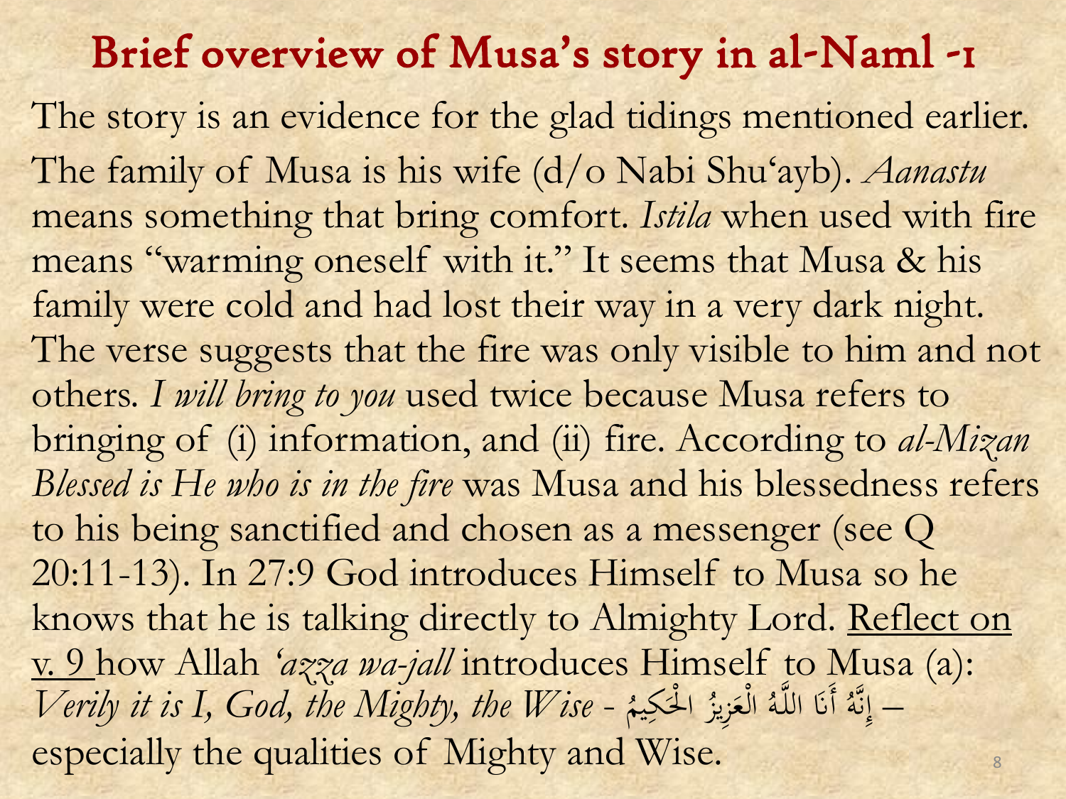# Brief overview of Musa's story in al-Naml -1

The story is an evidence for the glad tidings mentioned earlier. The family of Musa is his wife (d/o Nabi Shu'ayb). *Aanastu* means something that bring comfort. *Istila* when used with fire means "warming oneself with it." It seems that Musa & his family were cold and had lost their way in a very dark night. The verse suggests that the fire was only visible to him and not others. *I will bring to you* used twice because Musa refers to bringing of (i) information, and (ii) fire. According to *al-Mizan Blessed is He who is in the fire* was Musa and his blessedness refers to his being sanctified and chosen as a messenger (see Q 20:11-13). In 27:9 God introduces Himself to Musa so he knows that he is talking directly to Almighty Lord. Reflect on v. 9 how Allah *'azza wa-jall* introduces Himself to Musa (a): *Verily it is I, God, the Mighty, the Wise* - إِنَّهُ أَنَا اللَّهُ الْعَزِيزُ الْحَكِيمُ – especially the qualities of Mighty and Wise.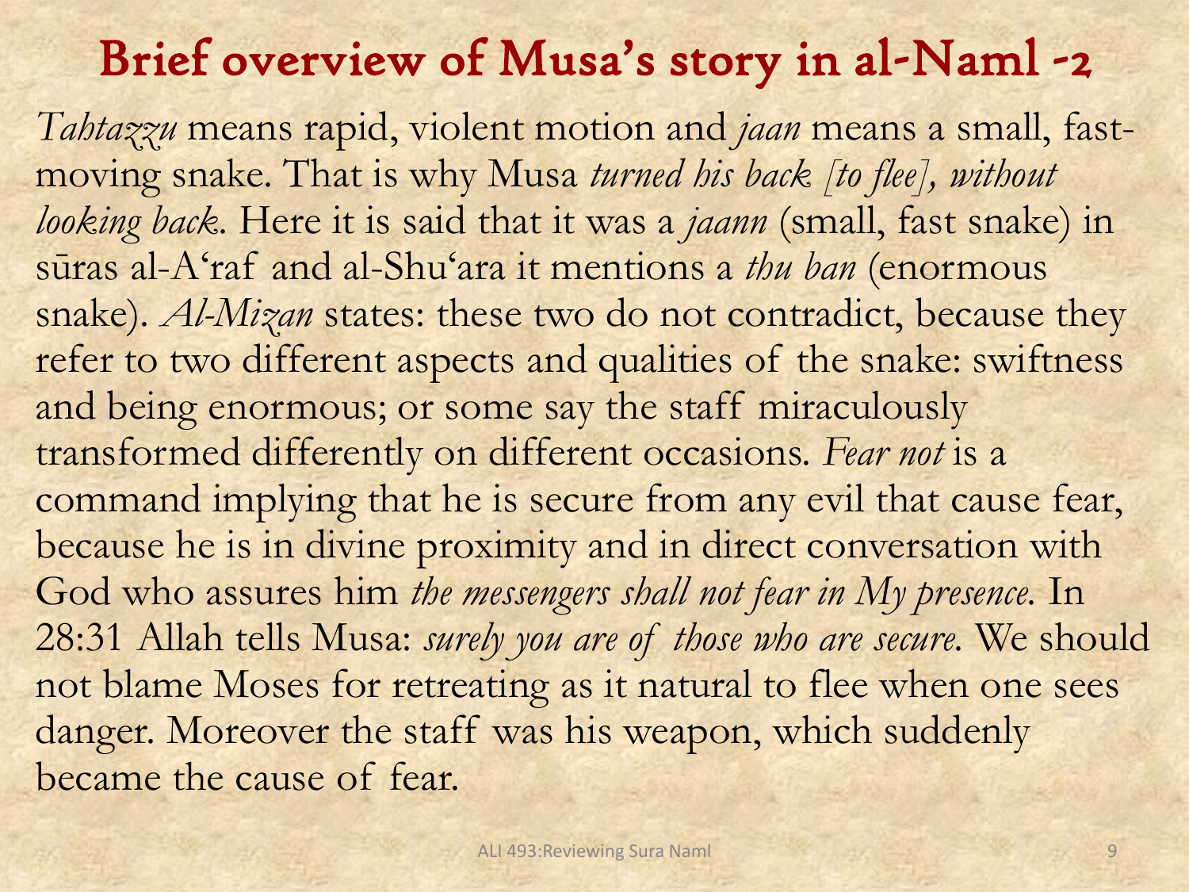# Brief overview of Musa's story in al-Naml -2

*Tahtazzu* means rapid, violent motion and *jaan* means a small, fast-moving snake. That is why Musa *turned his back [to flee], without looking back*. Here it is said that it was a *jaann* (small, fast snake) in sūras al-A'raf and al-Shu'ara it mentions a *thu ban* (enormous snake). *Al-Mizan* states: these two do not contradict, because they refer to two different aspects and qualities of the snake: swiftness and being enormous; or some say the staff miraculously transformed differently on different occasions. *Fear not* is a command implying that he is secure from any evil that cause fear, because he is in divine proximity and in direct conversation with God who assures him *the messengers shall not fear in My presence*. In 28:31 Allah tells Musa: *surely you are of those who are secure*. We should not blame Moses for retreating as it natural to flee when one sees danger. Moreover the staff was his weapon, which suddenly became the cause of fear.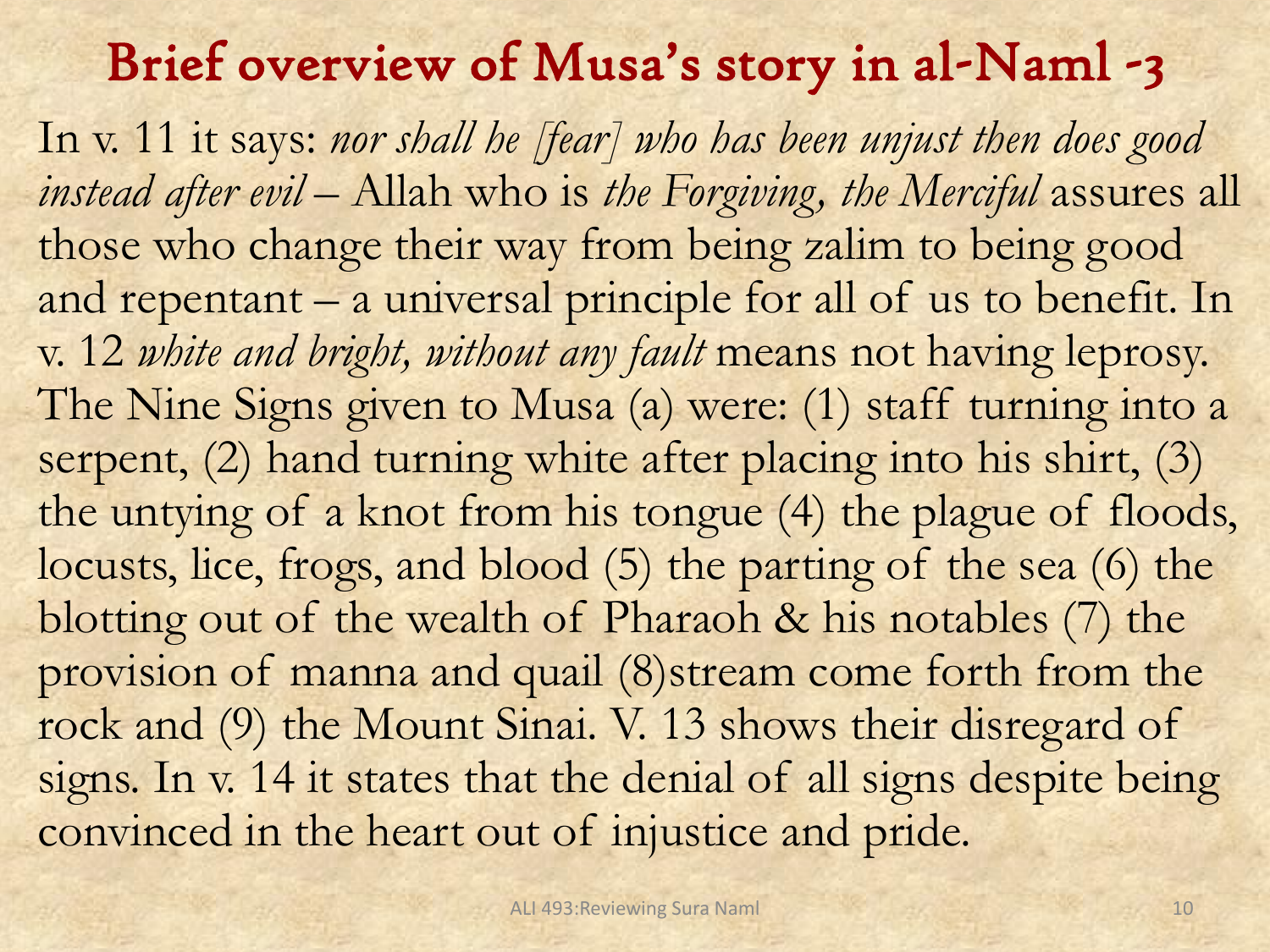# Brief overview of Musa's story in al-Naml -3

In v. 11 it says: *nor shall he [fear] who has been unjust then does good instead after evil* – Allah who is *the Forgiving, the Merciful* assures all those who change their way from being zalim to being good and repentant – a universal principle for all of us to benefit. In v. 12 *white and bright, without any fault* means not having leprosy. The Nine Signs given to Musa (a) were: (1) staff turning into a serpent, (2) hand turning white after placing into his shirt, (3) the untying of a knot from his tongue (4) the plague of floods, locusts, lice, frogs, and blood (5) the parting of the sea (6) the blotting out of the wealth of Pharaoh & his notables (7) the provision of manna and quail (8)stream come forth from the rock and (9) the Mount Sinai. V. 13 shows their disregard of signs. In v. 14 it states that the denial of all signs despite being convinced in the heart out of injustice and pride.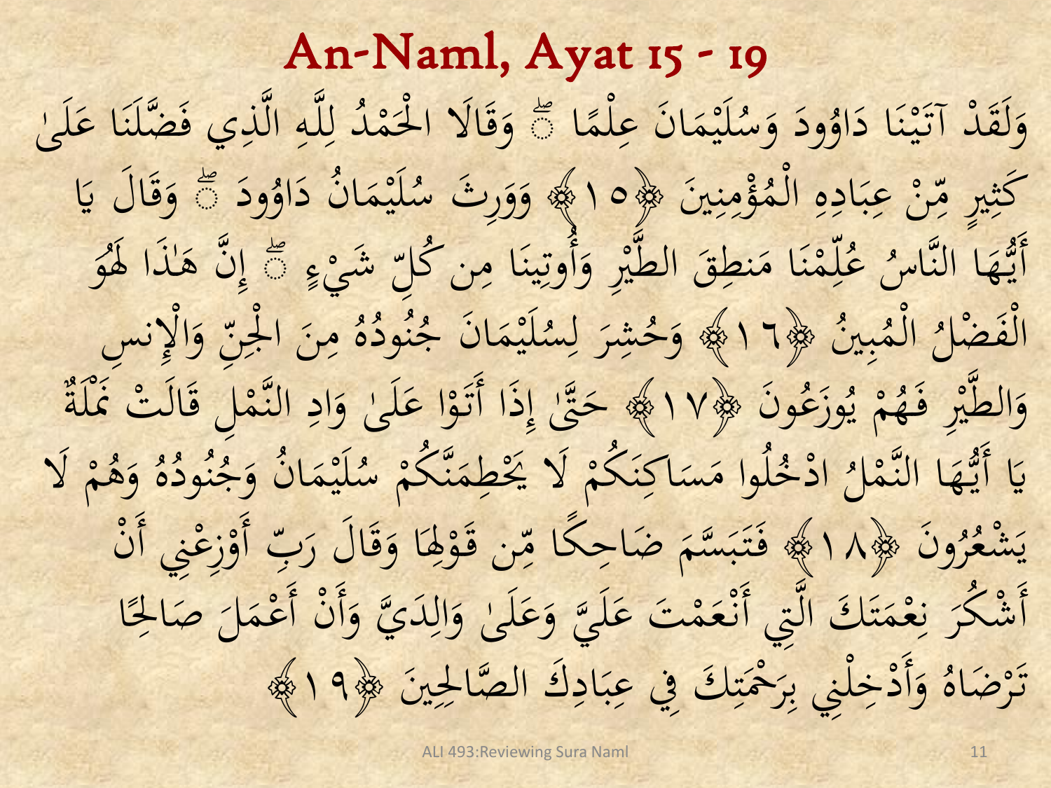# An-Naml, Ayat 15 - 19

وَلَقَدْ آتَيْنَا دَاوُودَ وَسُلَيْمَانَ عِلْمًا ۖ وَقَالَا الْحَمْدُ لِلَّهِ الَّذِي فَضَّلَنَا عَلَىٰ كَثِيرٍ مِّنْ عِبَادِهِ الْمُؤْمِنِينَ ﴿١٥﴾ وَوَرِثَ سُلَيْمَانُ دَاوُودَ ۖ وَقَالَ يَا أَيُّهَا النَّاسُ عُلِّمْنَا مَنطِقَ الطَّيْرِ وَأُوتِينَا مِن كُلِّ شَيْءٍ ۖ إِنَّ هَٰذَا لَهُوَ الْفَضْلُ الْمُبِينُ ﴿١٦﴾ وَحُشِرَ لِسُلَيْمَانَ جُنُودُهُ مِنَ الْجِنِّ وَالْإِنسِ وَالطَّيْرِ فَهُمْ يُوزَعُونَ ﴿١٧﴾ حَتَّىٰ إِذَا أَتَوْا عَلَىٰ وَادِ النَّمْلِ قَالَتْ نَمْلَةٌ يَا أَيُّهَا النَّمْلُ ادْخُلُوا مَسَاكِنَكُمْ لَا يَحْطِمَنَّكُمْ سُلَيْمَانُ وَجُنُودُهُ وَهُمْ لَا يَشْعُرُونَ ﴿١٨﴾ فَتَبَسَّمَ ضَاحِكًا مِّن قَوْلِهَا وَقَالَ رَبِّ أَوْزِعْنِي أَنْ أَشْكُرَ نِعْمَتَكَ الَّتِي أَنْعَمْتَ عَلَيَّ وَعَلَىٰ وَالِدَيَّ وَأَنْ أَعْمَلَ صَالِحًا تَرْضَاهُ وَأَدْخِلْنِي بِرَحْمَتِكَ فِي عِبَادِكَ الصَّالِحِينَ ﴿١٩﴾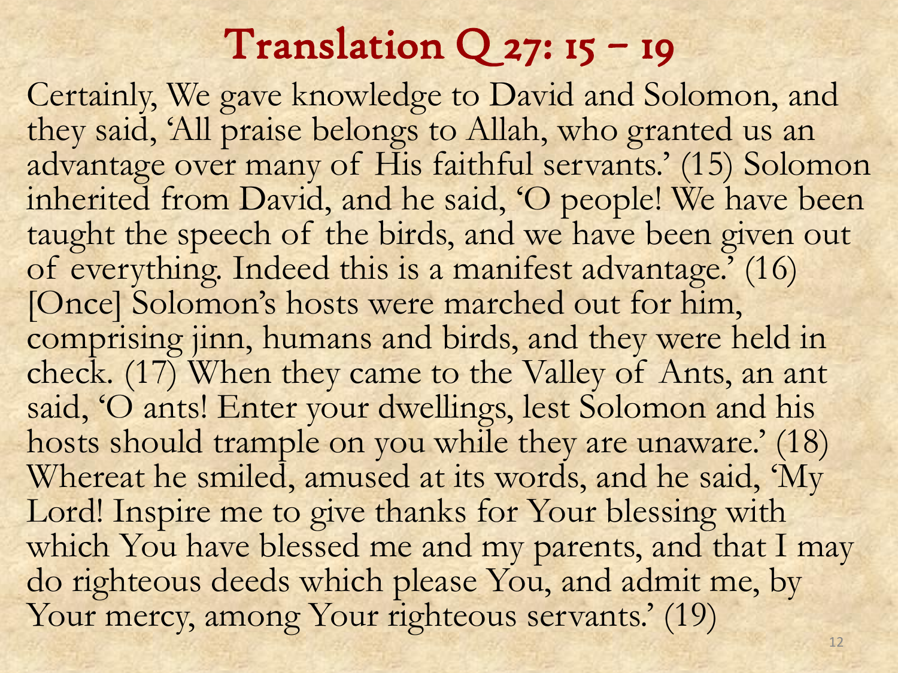# Translation Q 27: 15 – 19

Certainly, We gave knowledge to David and Solomon, and they said, 'All praise belongs to Allah, who granted us an advantage over many of His faithful servants.' (15) Solomon inherited from David, and he said, 'O people! We have been taught the speech of the birds, and we have been given out of everything. Indeed this is a manifest advantage.' (16) [Once] Solomon's hosts were marched out for him, comprising jinn, humans and birds, and they were held in check. (17) When they came to the Valley of Ants, an ant said, 'O ants! Enter your dwellings, lest Solomon and his hosts should trample on you while they are unaware.' (18) Whereat he smiled, amused at its words, and he said, 'My Lord! Inspire me to give thanks for Your blessing with which You have blessed me and my parents, and that I may do righteous deeds which please You, and admit me, by Your mercy, among Your righteous servants.' (19)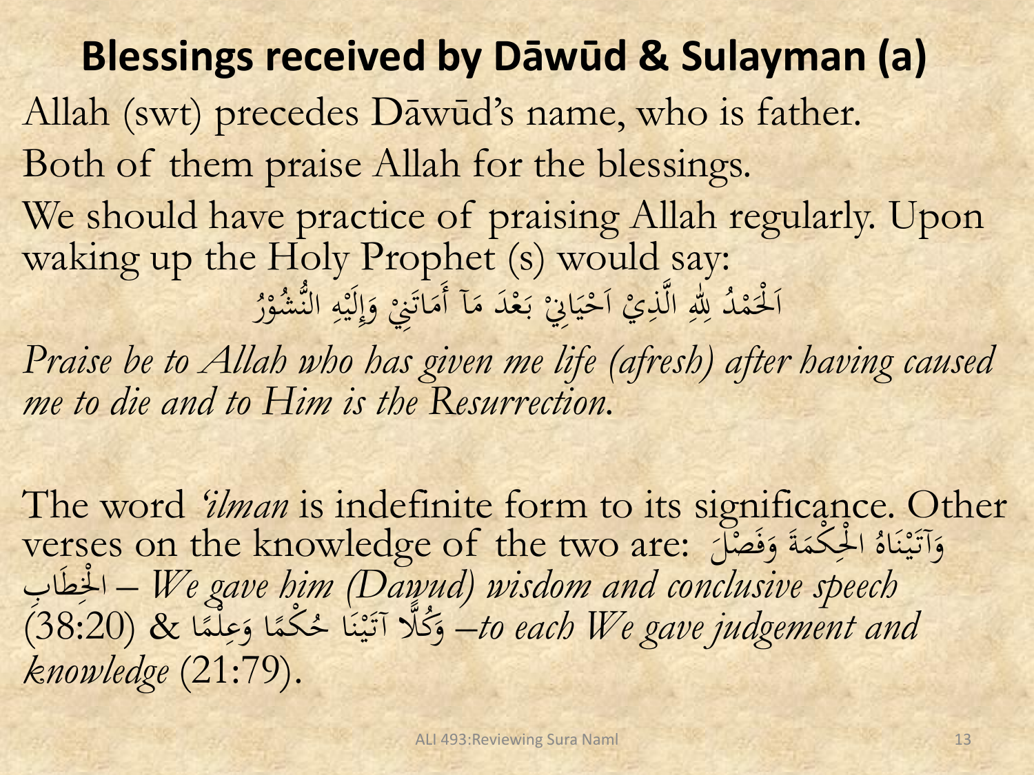# Blessings received by Dāwūd & Sulayman (a)

Allah (swt) precedes Dāwūd's name, who is father.

Both of them praise Allah for the blessings.

We should have practice of praising Allah regularly. Upon waking up the Holy Prophet (s) would say:

اَلْحَمْدُ لِلّٰهِ الَّذِيْ اَحْيَانِيْ بَعْدَ مَآ أَمَاتَنِيْ وَإِلَيْهِ النُّشُوْرُ

*Praise be to Allah who has given me life (afresh) after having caused me to die and to Him is the Resurrection.*

The word *'ilman* is indefinite form to its significance. Other verses on the knowledge of the two are: وَآتَيْنَاهُ الْحِكْمَةَ وَفَصْلَ الْخِطَابِ – *We gave him (Dawud) wisdom and conclusive speech* (38:20) & وَكُلًّا آتَيْنَا حُكْمًا وَعِلْمًا –*to each We gave judgement and knowledge* (21:79).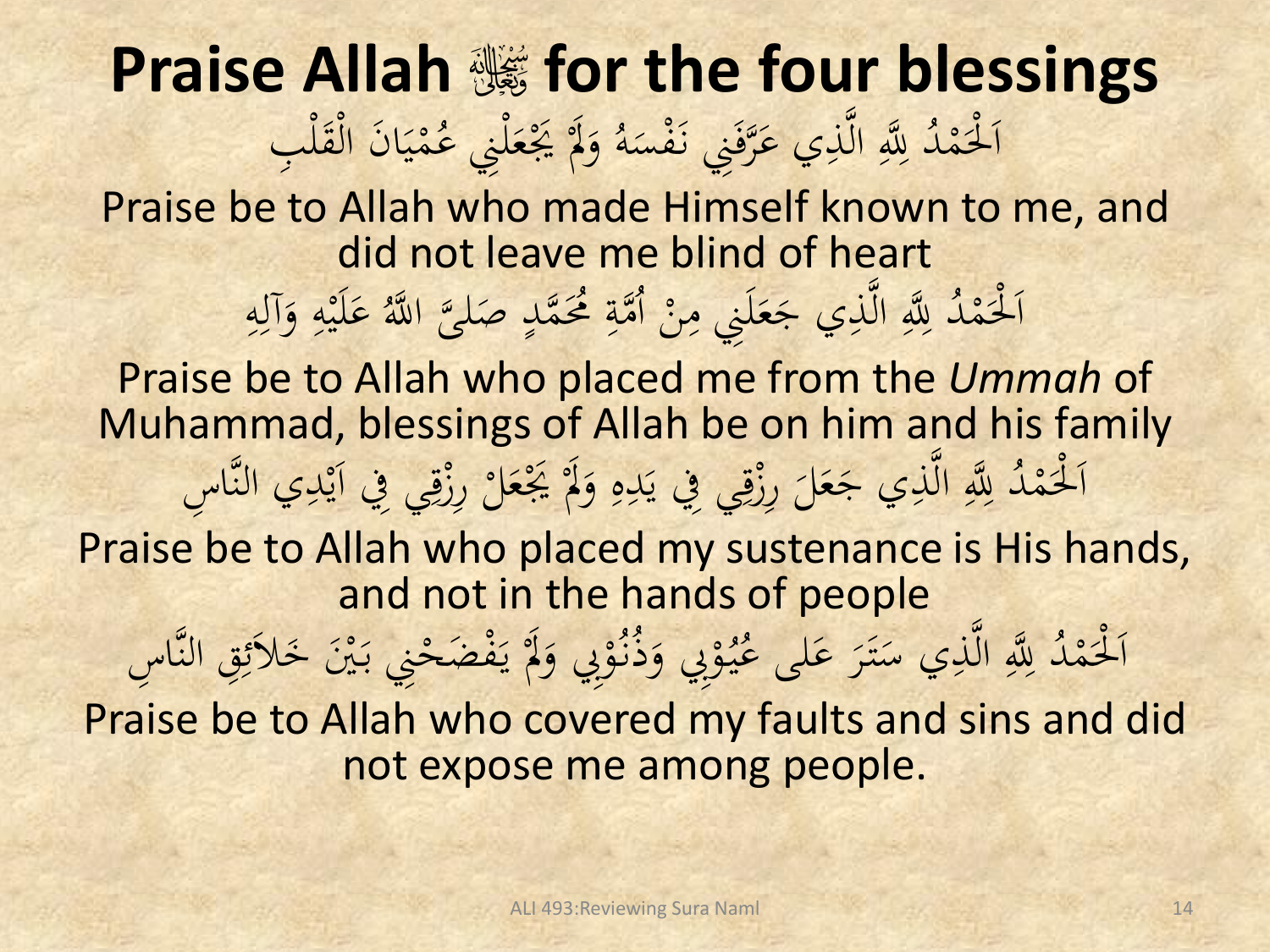# Praise Allah ﷻ for the four blessings

اَلْحَمْدُ لِلَّهِ الَّذِي عَرَّفَنِي نَفْسَهُ وَلَمْ يَجْعَلْنِي عُمْيَانَ الْقَلْبِ

Praise be to Allah who made Himself known to me, and did not leave me blind of heart

اَلْحَمْدُ لِلَّهِ الَّذِي جَعَلَنِي مِنْ اُمَّةِ مُحَمَّدٍ صَلىَّ اللَّهُ عَلَيْهِ وَآلِهِ

Praise be to Allah who placed me from the *Ummah* of Muhammad, blessings of Allah be on him and his family

اَلْحَمْدُ لِلَّهِ الَّذِي جَعَلَ رِزْقِي فِي يَدِهِ وَلَمْ يَجْعَلْ رِزْقِي فِي اَيْدِي النَّاسِ

Praise be to Allah who placed my sustenance is His hands, and not in the hands of people

اَلْحَمْدُ لِلَّهِ الَّذِي سَتَرَ عَلى عُيُوْبِي وَذُنُوْبِي وَلَمْ يَفْضَحْنِي بَيْنَ خَلاَئِقِ النَّاسِ

Praise be to Allah who covered my faults and sins and did not expose me among people.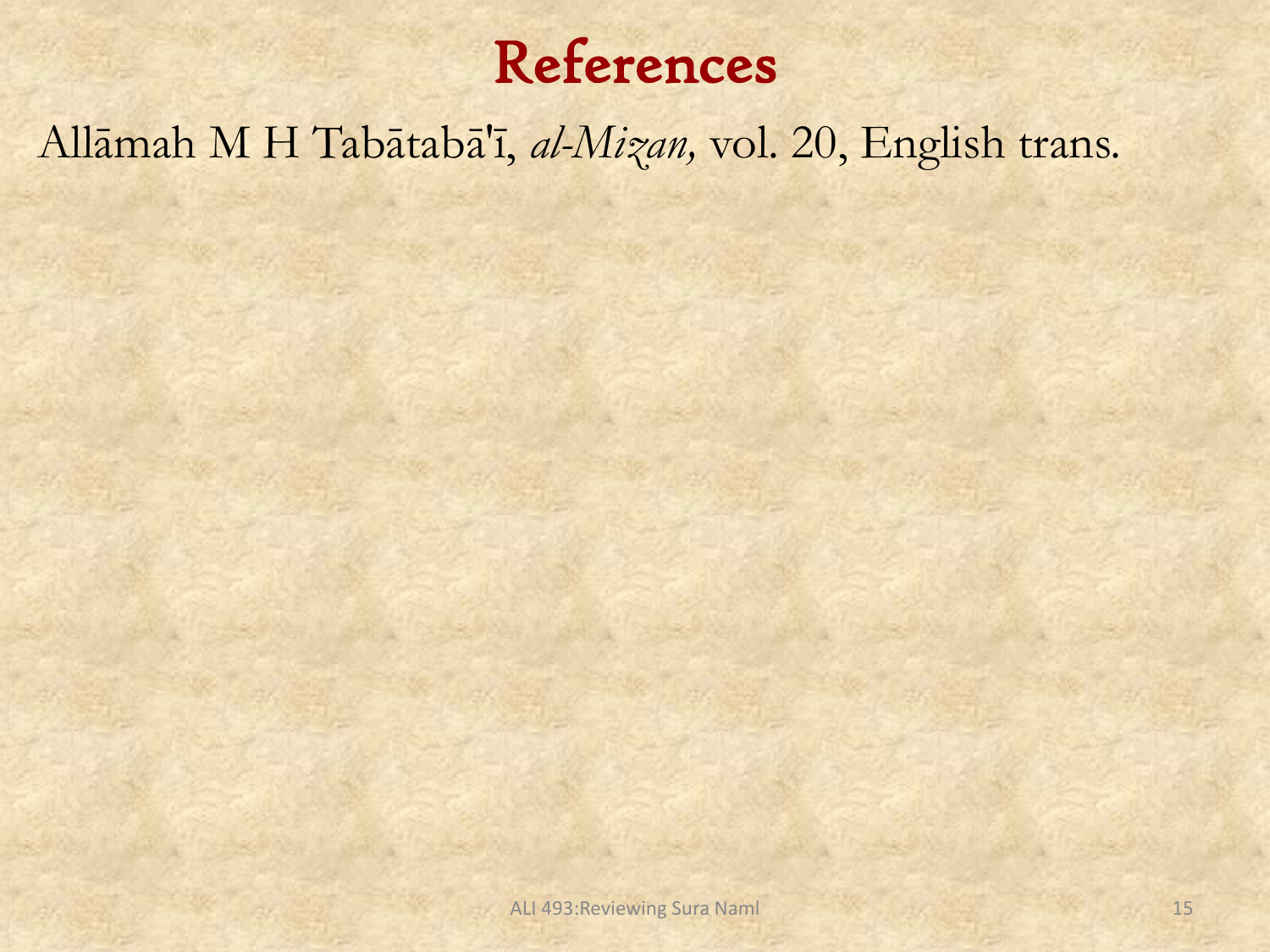# References

Allāmah M H Tabātabā'ī, *al-Mizan,* vol. 20, English trans.